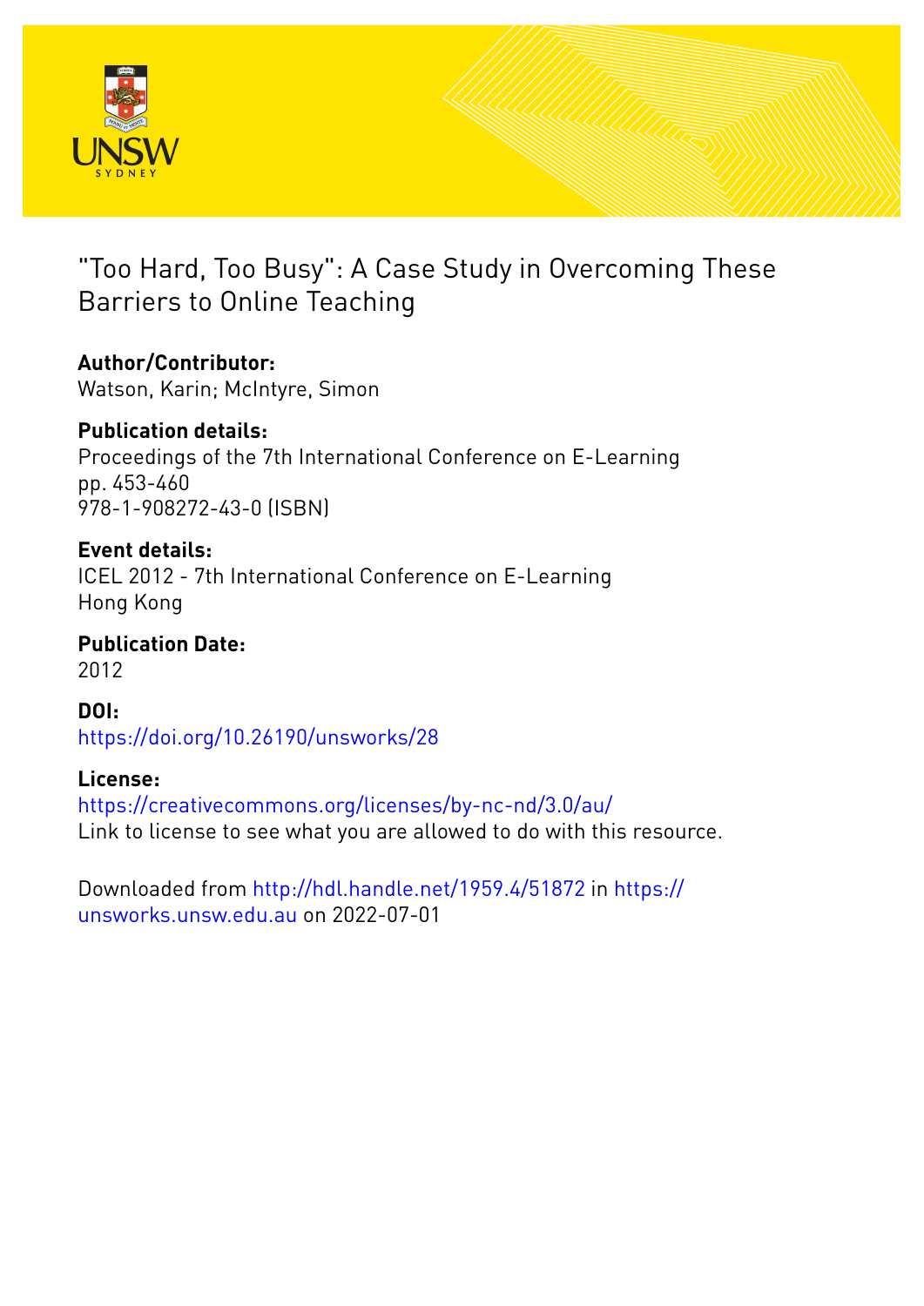# "Too Hard, Too Busy": A Case Study in Overcoming These Barriers to Online Teaching

**Author/Contributor:**
Watson, Karin; McIntyre, Simon

**Publication details:**
Proceedings of the 7th International Conference on E-Learning
pp. 453-460
978-1-908272-43-0 (ISBN)

**Event details:**
ICEL 2012 - 7th International Conference on E-Learning
Hong Kong

**Publication Date:**
2012

**DOI:**
https://doi.org/10.26190/unsworks/28

**License:**
https://creativecommons.org/licenses/by-nc-nd/3.0/au/
Link to license to see what you are allowed to do with this resource.

Downloaded from http://hdl.handle.net/1959.4/51872 in https://unsworks.unsw.edu.au on 2022-07-01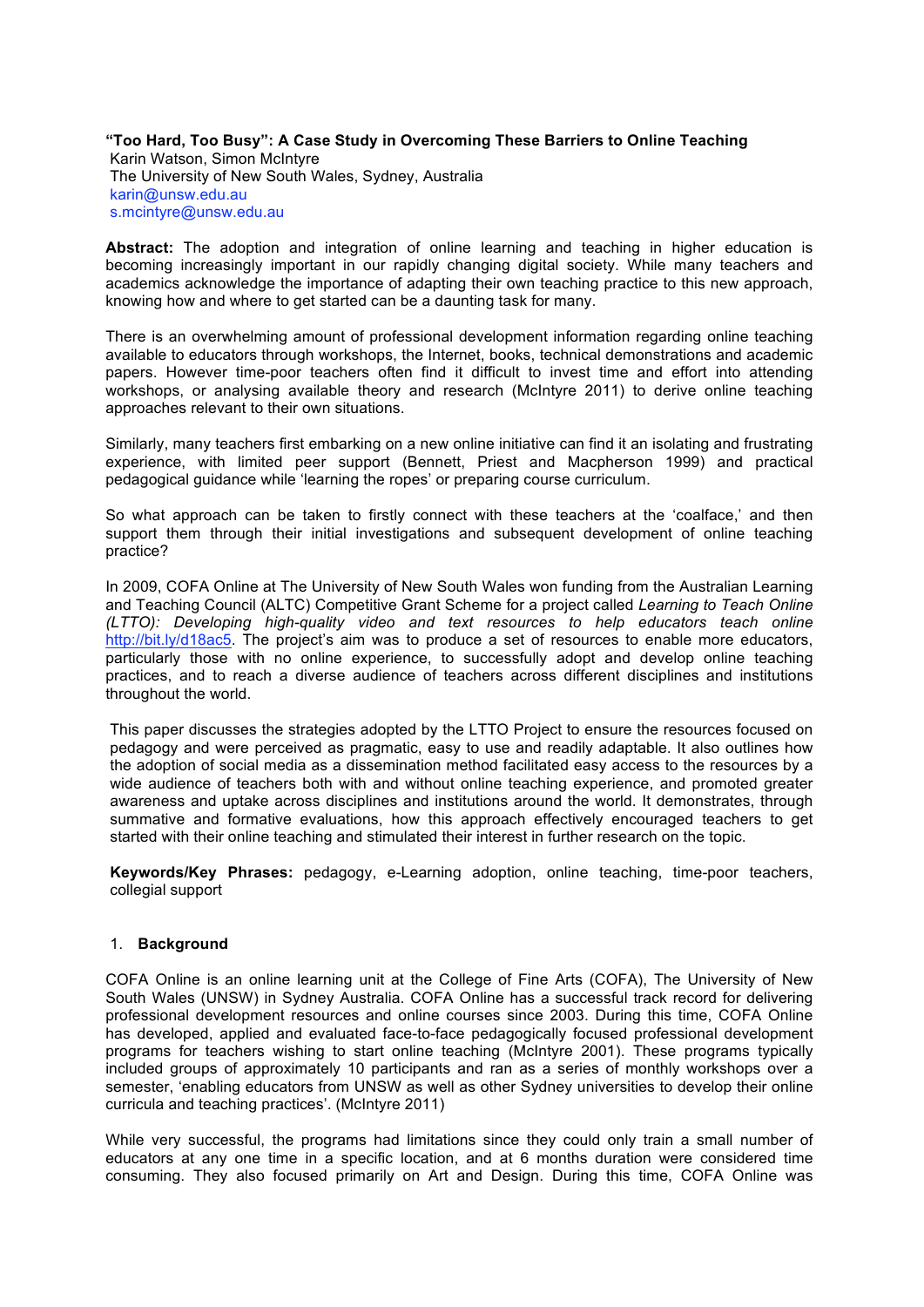**"Too Hard, Too Busy": A Case Study in Overcoming These Barriers to Online Teaching**
Karin Watson, Simon McIntyre
The University of New South Wales, Sydney, Australia
karin@unsw.edu.au
s.mcintyre@unsw.edu.au

**Abstract:** The adoption and integration of online learning and teaching in higher education is becoming increasingly important in our rapidly changing digital society. While many teachers and academics acknowledge the importance of adapting their own teaching practice to this new approach, knowing how and where to get started can be a daunting task for many.

There is an overwhelming amount of professional development information regarding online teaching available to educators through workshops, the Internet, books, technical demonstrations and academic papers. However time-poor teachers often find it difficult to invest time and effort into attending workshops, or analysing available theory and research (McIntyre 2011) to derive online teaching approaches relevant to their own situations.

Similarly, many teachers first embarking on a new online initiative can find it an isolating and frustrating experience, with limited peer support (Bennett, Priest and Macpherson 1999) and practical pedagogical guidance while 'learning the ropes' or preparing course curriculum.

So what approach can be taken to firstly connect with these teachers at the 'coalface,' and then support them through their initial investigations and subsequent development of online teaching practice?

In 2009, COFA Online at The University of New South Wales won funding from the Australian Learning and Teaching Council (ALTC) Competitive Grant Scheme for a project called *Learning to Teach Online (LTTO): Developing high-quality video and text resources to help educators teach online* http://bit.ly/d18ac5. The project's aim was to produce a set of resources to enable more educators, particularly those with no online experience, to successfully adopt and develop online teaching practices, and to reach a diverse audience of teachers across different disciplines and institutions throughout the world.

This paper discusses the strategies adopted by the LTTO Project to ensure the resources focused on pedagogy and were perceived as pragmatic, easy to use and readily adaptable. It also outlines how the adoption of social media as a dissemination method facilitated easy access to the resources by a wide audience of teachers both with and without online teaching experience, and promoted greater awareness and uptake across disciplines and institutions around the world. It demonstrates, through summative and formative evaluations, how this approach effectively encouraged teachers to get started with their online teaching and stimulated their interest in further research on the topic.

**Keywords/Key Phrases:** pedagogy, e-Learning adoption, online teaching, time-poor teachers, collegial support

## 1. Background

COFA Online is an online learning unit at the College of Fine Arts (COFA), The University of New South Wales (UNSW) in Sydney Australia. COFA Online has a successful track record for delivering professional development resources and online courses since 2003. During this time, COFA Online has developed, applied and evaluated face-to-face pedagogically focused professional development programs for teachers wishing to start online teaching (McIntyre 2001). These programs typically included groups of approximately 10 participants and ran as a series of monthly workshops over a semester, 'enabling educators from UNSW as well as other Sydney universities to develop their online curricula and teaching practices'. (McIntyre 2011)

While very successful, the programs had limitations since they could only train a small number of educators at any one time in a specific location, and at 6 months duration were considered time consuming. They also focused primarily on Art and Design. During this time, COFA Online was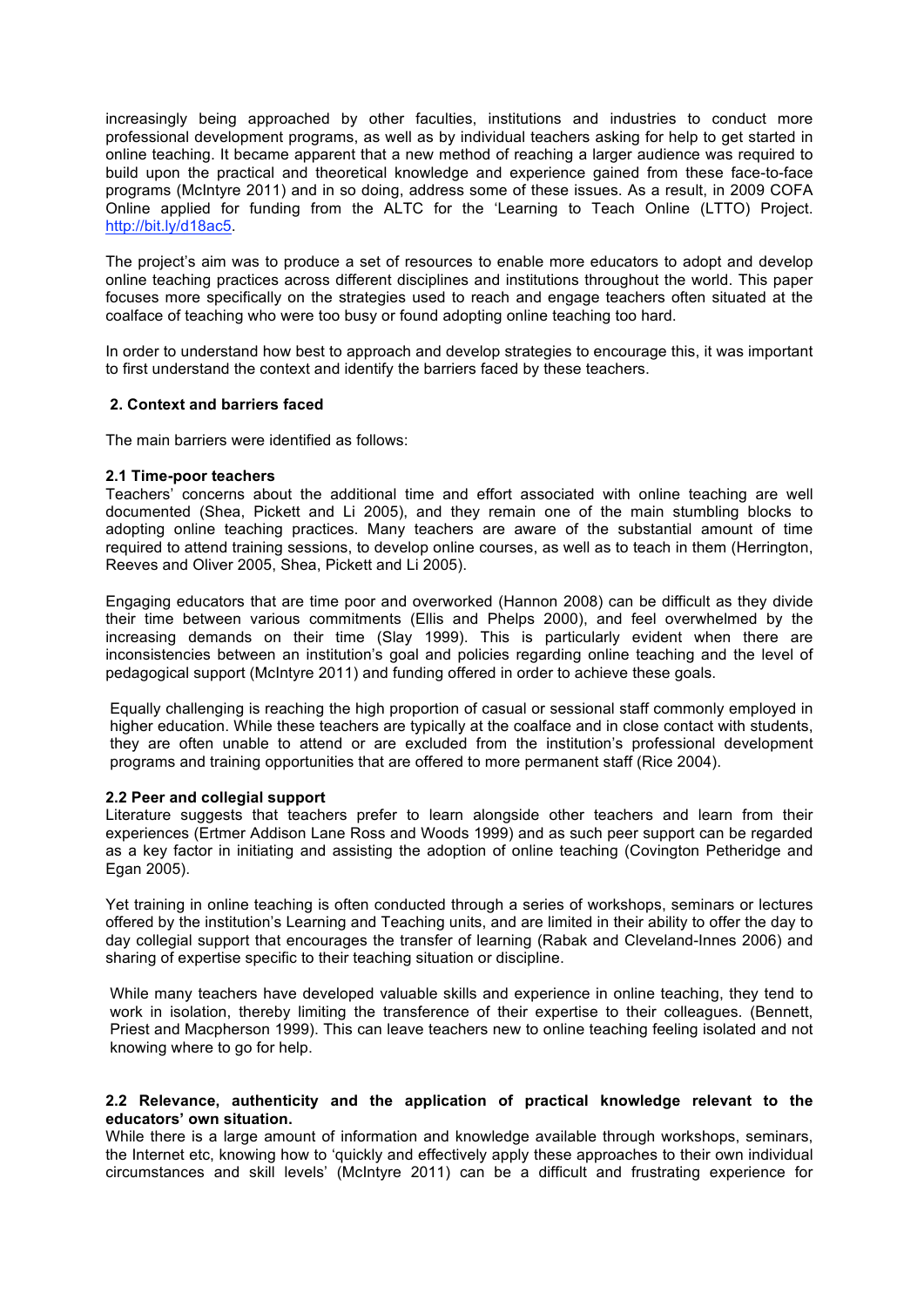increasingly being approached by other faculties, institutions and industries to conduct more professional development programs, as well as by individual teachers asking for help to get started in online teaching. It became apparent that a new method of reaching a larger audience was required to build upon the practical and theoretical knowledge and experience gained from these face-to-face programs (McIntyre 2011) and in so doing, address some of these issues. As a result, in 2009 COFA Online applied for funding from the ALTC for the 'Learning to Teach Online (LTTO) Project. http://bit.ly/d18ac5.

The project's aim was to produce a set of resources to enable more educators to adopt and develop online teaching practices across different disciplines and institutions throughout the world. This paper focuses more specifically on the strategies used to reach and engage teachers often situated at the coalface of teaching who were too busy or found adopting online teaching too hard.

In order to understand how best to approach and develop strategies to encourage this, it was important to first understand the context and identify the barriers faced by these teachers.

## 2. Context and barriers faced

The main barriers were identified as follows:

### 2.1 Time-poor teachers

Teachers' concerns about the additional time and effort associated with online teaching are well documented (Shea, Pickett and Li 2005), and they remain one of the main stumbling blocks to adopting online teaching practices. Many teachers are aware of the substantial amount of time required to attend training sessions, to develop online courses, as well as to teach in them (Herrington, Reeves and Oliver 2005, Shea, Pickett and Li 2005).

Engaging educators that are time poor and overworked (Hannon 2008) can be difficult as they divide their time between various commitments (Ellis and Phelps 2000), and feel overwhelmed by the increasing demands on their time (Slay 1999). This is particularly evident when there are inconsistencies between an institution's goal and policies regarding online teaching and the level of pedagogical support (McIntyre 2011) and funding offered in order to achieve these goals.

Equally challenging is reaching the high proportion of casual or sessional staff commonly employed in higher education. While these teachers are typically at the coalface and in close contact with students, they are often unable to attend or are excluded from the institution's professional development programs and training opportunities that are offered to more permanent staff (Rice 2004).

### 2.2 Peer and collegial support

Literature suggests that teachers prefer to learn alongside other teachers and learn from their experiences (Ertmer Addison Lane Ross and Woods 1999) and as such peer support can be regarded as a key factor in initiating and assisting the adoption of online teaching (Covington Petheridge and Egan 2005).

Yet training in online teaching is often conducted through a series of workshops, seminars or lectures offered by the institution's Learning and Teaching units, and are limited in their ability to offer the day to day collegial support that encourages the transfer of learning (Rabak and Cleveland-Innes 2006) and sharing of expertise specific to their teaching situation or discipline.

While many teachers have developed valuable skills and experience in online teaching, they tend to work in isolation, thereby limiting the transference of their expertise to their colleagues. (Bennett, Priest and Macpherson 1999). This can leave teachers new to online teaching feeling isolated and not knowing where to go for help.

### 2.2 Relevance, authenticity and the application of practical knowledge relevant to the educators' own situation.

While there is a large amount of information and knowledge available through workshops, seminars, the Internet etc, knowing how to 'quickly and effectively apply these approaches to their own individual circumstances and skill levels' (McIntyre 2011) can be a difficult and frustrating experience for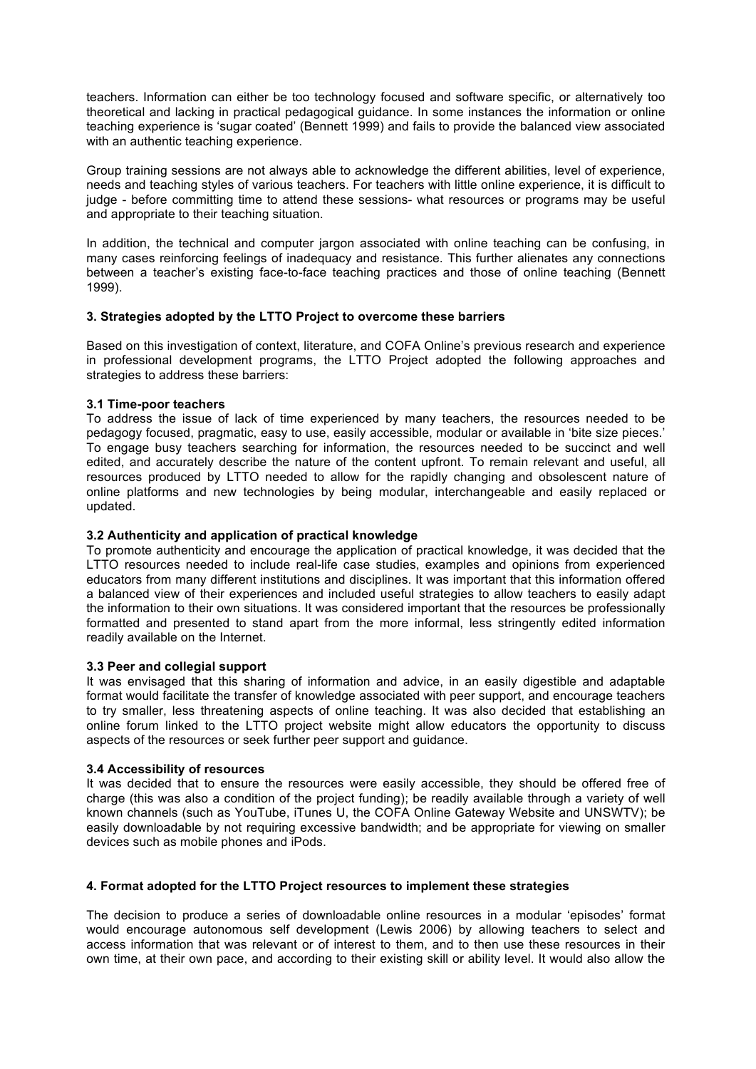teachers. Information can either be too technology focused and software specific, or alternatively too theoretical and lacking in practical pedagogical guidance. In some instances the information or online teaching experience is 'sugar coated' (Bennett 1999) and fails to provide the balanced view associated with an authentic teaching experience.

Group training sessions are not always able to acknowledge the different abilities, level of experience, needs and teaching styles of various teachers. For teachers with little online experience, it is difficult to judge - before committing time to attend these sessions- what resources or programs may be useful and appropriate to their teaching situation.

In addition, the technical and computer jargon associated with online teaching can be confusing, in many cases reinforcing feelings of inadequacy and resistance. This further alienates any connections between a teacher's existing face-to-face teaching practices and those of online teaching (Bennett 1999).

## 3. Strategies adopted by the LTTO Project to overcome these barriers

Based on this investigation of context, literature, and COFA Online's previous research and experience in professional development programs, the LTTO Project adopted the following approaches and strategies to address these barriers:

### 3.1 Time-poor teachers

To address the issue of lack of time experienced by many teachers, the resources needed to be pedagogy focused, pragmatic, easy to use, easily accessible, modular or available in 'bite size pieces.' To engage busy teachers searching for information, the resources needed to be succinct and well edited, and accurately describe the nature of the content upfront. To remain relevant and useful, all resources produced by LTTO needed to allow for the rapidly changing and obsolescent nature of online platforms and new technologies by being modular, interchangeable and easily replaced or updated.

### 3.2 Authenticity and application of practical knowledge

To promote authenticity and encourage the application of practical knowledge, it was decided that the LTTO resources needed to include real-life case studies, examples and opinions from experienced educators from many different institutions and disciplines. It was important that this information offered a balanced view of their experiences and included useful strategies to allow teachers to easily adapt the information to their own situations. It was considered important that the resources be professionally formatted and presented to stand apart from the more informal, less stringently edited information readily available on the Internet.

### 3.3 Peer and collegial support

It was envisaged that this sharing of information and advice, in an easily digestible and adaptable format would facilitate the transfer of knowledge associated with peer support, and encourage teachers to try smaller, less threatening aspects of online teaching. It was also decided that establishing an online forum linked to the LTTO project website might allow educators the opportunity to discuss aspects of the resources or seek further peer support and guidance.

### 3.4 Accessibility of resources

It was decided that to ensure the resources were easily accessible, they should be offered free of charge (this was also a condition of the project funding); be readily available through a variety of well known channels (such as YouTube, iTunes U, the COFA Online Gateway Website and UNSWTV); be easily downloadable by not requiring excessive bandwidth; and be appropriate for viewing on smaller devices such as mobile phones and iPods.

## 4. Format adopted for the LTTO Project resources to implement these strategies

The decision to produce a series of downloadable online resources in a modular 'episodes' format would encourage autonomous self development (Lewis 2006) by allowing teachers to select and access information that was relevant or of interest to them, and to then use these resources in their own time, at their own pace, and according to their existing skill or ability level. It would also allow the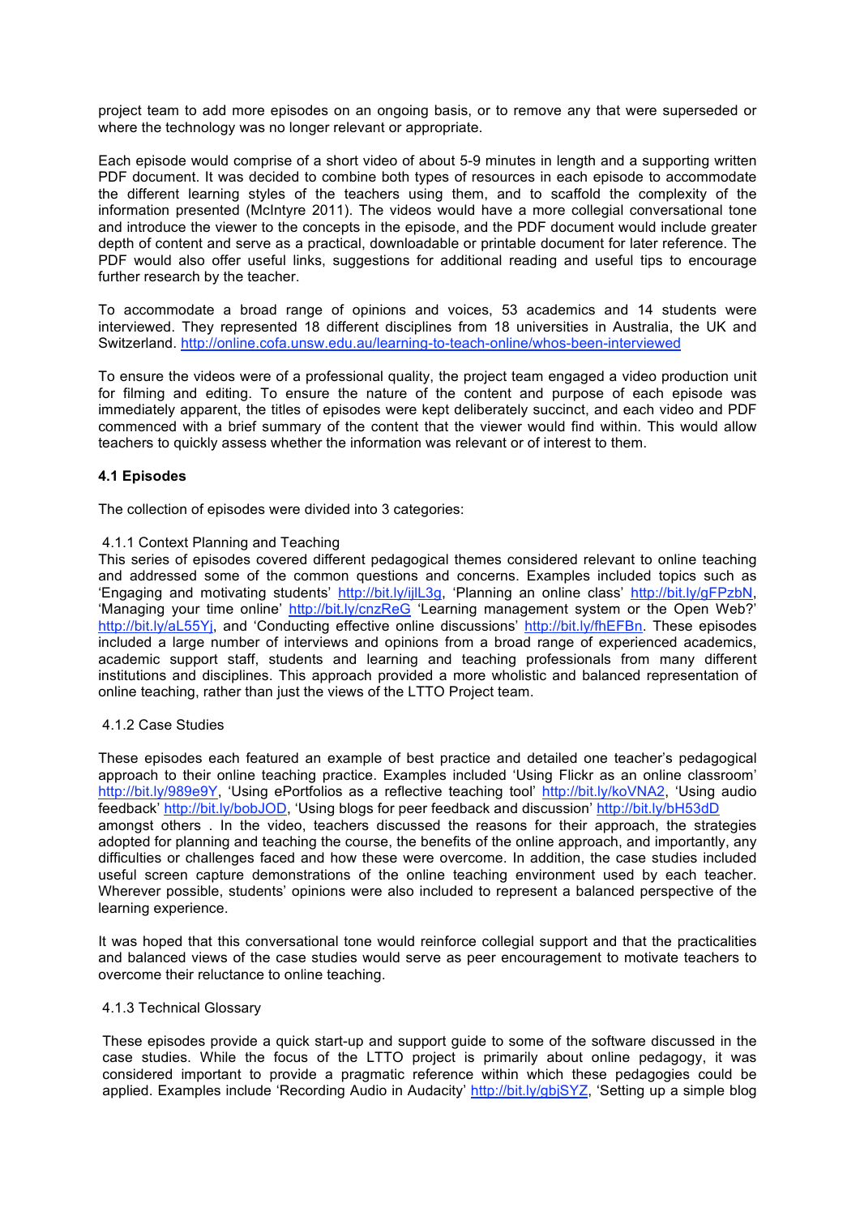project team to add more episodes on an ongoing basis, or to remove any that were superseded or where the technology was no longer relevant or appropriate.

Each episode would comprise of a short video of about 5-9 minutes in length and a supporting written PDF document. It was decided to combine both types of resources in each episode to accommodate the different learning styles of the teachers using them, and to scaffold the complexity of the information presented (McIntyre 2011). The videos would have a more collegial conversational tone and introduce the viewer to the concepts in the episode, and the PDF document would include greater depth of content and serve as a practical, downloadable or printable document for later reference. The PDF would also offer useful links, suggestions for additional reading and useful tips to encourage further research by the teacher.

To accommodate a broad range of opinions and voices, 53 academics and 14 students were interviewed. They represented 18 different disciplines from 18 universities in Australia, the UK and Switzerland. http://online.cofa.unsw.edu.au/learning-to-teach-online/whos-been-interviewed

To ensure the videos were of a professional quality, the project team engaged a video production unit for filming and editing. To ensure the nature of the content and purpose of each episode was immediately apparent, the titles of episodes were kept deliberately succinct, and each video and PDF commenced with a brief summary of the content that the viewer would find within. This would allow teachers to quickly assess whether the information was relevant or of interest to them.

### 4.1 Episodes

The collection of episodes were divided into 3 categories:

#### 4.1.1 Context Planning and Teaching

This series of episodes covered different pedagogical themes considered relevant to online teaching and addressed some of the common questions and concerns. Examples included topics such as 'Engaging and motivating students' http://bit.ly/ijlL3g, 'Planning an online class' http://bit.ly/gFPzbN, 'Managing your time online' http://bit.ly/cnzReG 'Learning management system or the Open Web?' http://bit.ly/aL55Yj, and 'Conducting effective online discussions' http://bit.ly/fhEFBn. These episodes included a large number of interviews and opinions from a broad range of experienced academics, academic support staff, students and learning and teaching professionals from many different institutions and disciplines. This approach provided a more wholistic and balanced representation of online teaching, rather than just the views of the LTTO Project team.

#### 4.1.2 Case Studies

These episodes each featured an example of best practice and detailed one teacher's pedagogical approach to their online teaching practice. Examples included 'Using Flickr as an online classroom' http://bit.ly/989e9Y, 'Using ePortfolios as a reflective teaching tool' http://bit.ly/koVNA2, 'Using audio feedback' http://bit.ly/bobJOD, 'Using blogs for peer feedback and discussion' http://bit.ly/bH53dD amongst others . In the video, teachers discussed the reasons for their approach, the strategies adopted for planning and teaching the course, the benefits of the online approach, and importantly, any difficulties or challenges faced and how these were overcome. In addition, the case studies included useful screen capture demonstrations of the online teaching environment used by each teacher. Wherever possible, students' opinions were also included to represent a balanced perspective of the learning experience.

It was hoped that this conversational tone would reinforce collegial support and that the practicalities and balanced views of the case studies would serve as peer encouragement to motivate teachers to overcome their reluctance to online teaching.

#### 4.1.3 Technical Glossary

These episodes provide a quick start-up and support guide to some of the software discussed in the case studies. While the focus of the LTTO project is primarily about online pedagogy, it was considered important to provide a pragmatic reference within which these pedagogies could be applied. Examples include 'Recording Audio in Audacity' http://bit.ly/gbjSYZ, 'Setting up a simple blog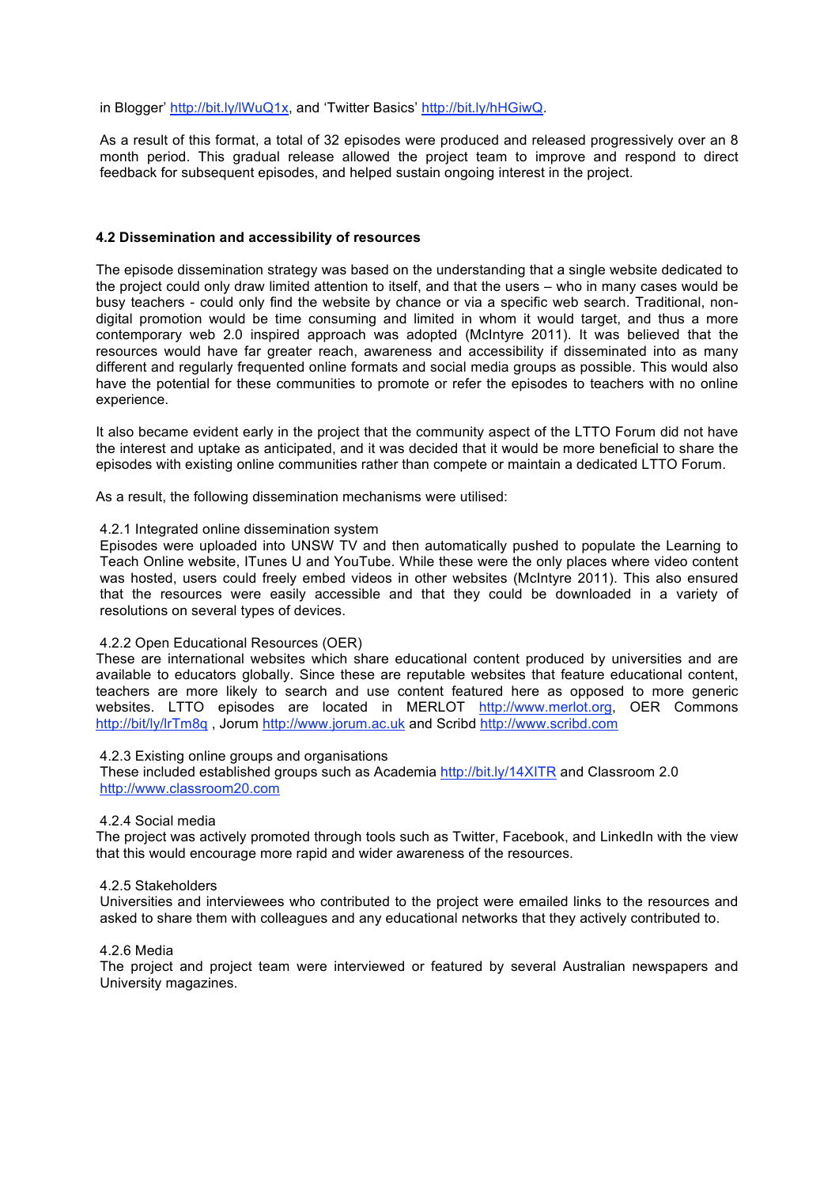in Blogger' http://bit.ly/lWuQ1x, and 'Twitter Basics' http://bit.ly/hHGiwQ.

As a result of this format, a total of 32 episodes were produced and released progressively over an 8 month period. This gradual release allowed the project team to improve and respond to direct feedback for subsequent episodes, and helped sustain ongoing interest in the project.

### 4.2 Dissemination and accessibility of resources

The episode dissemination strategy was based on the understanding that a single website dedicated to the project could only draw limited attention to itself, and that the users – who in many cases would be busy teachers - could only find the website by chance or via a specific web search. Traditional, non-digital promotion would be time consuming and limited in whom it would target, and thus a more contemporary web 2.0 inspired approach was adopted (McIntyre 2011). It was believed that the resources would have far greater reach, awareness and accessibility if disseminated into as many different and regularly frequented online formats and social media groups as possible. This would also have the potential for these communities to promote or refer the episodes to teachers with no online experience.

It also became evident early in the project that the community aspect of the LTTO Forum did not have the interest and uptake as anticipated, and it was decided that it would be more beneficial to share the episodes with existing online communities rather than compete or maintain a dedicated LTTO Forum.

As a result, the following dissemination mechanisms were utilised:

4.2.1 Integrated online dissemination system
Episodes were uploaded into UNSW TV and then automatically pushed to populate the Learning to Teach Online website, ITunes U and YouTube. While these were the only places where video content was hosted, users could freely embed videos in other websites (McIntyre 2011). This also ensured that the resources were easily accessible and that they could be downloaded in a variety of resolutions on several types of devices.

4.2.2 Open Educational Resources (OER)
These are international websites which share educational content produced by universities and are available to educators globally. Since these are reputable websites that feature educational content, teachers are more likely to search and use content featured here as opposed to more generic websites. LTTO episodes are located in MERLOT http://www.merlot.org, OER Commons http://bit/ly/lrTm8q , Jorum http://www.jorum.ac.uk and Scribd http://www.scribd.com

4.2.3 Existing online groups and organisations
These included established groups such as Academia http://bit.ly/14XITR and Classroom 2.0 http://www.classroom20.com

4.2.4 Social media
The project was actively promoted through tools such as Twitter, Facebook, and LinkedIn with the view that this would encourage more rapid and wider awareness of the resources.

4.2.5 Stakeholders
Universities and interviewees who contributed to the project were emailed links to the resources and asked to share them with colleagues and any educational networks that they actively contributed to.

4.2.6 Media
The project and project team were interviewed or featured by several Australian newspapers and University magazines.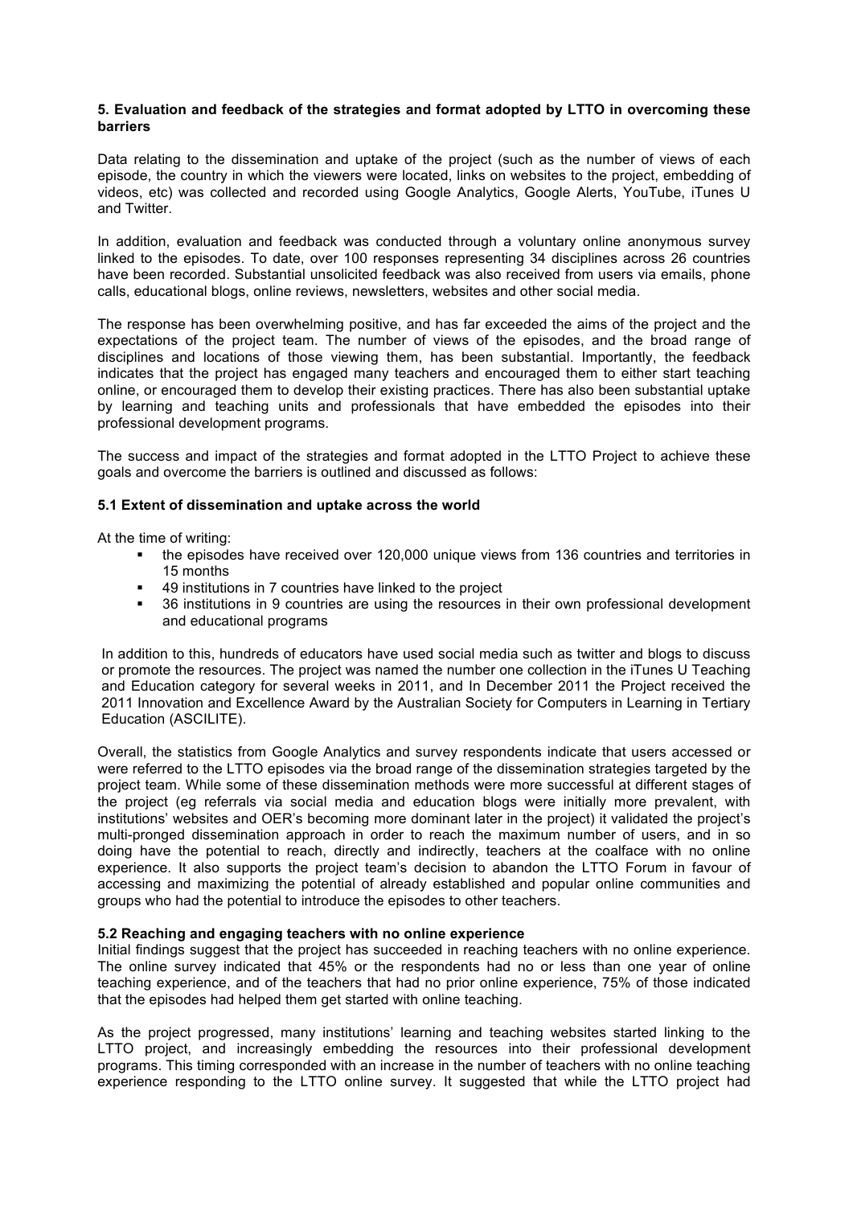### 5. Evaluation and feedback of the strategies and format adopted by LTTO in overcoming these barriers

Data relating to the dissemination and uptake of the project (such as the number of views of each episode, the country in which the viewers were located, links on websites to the project, embedding of videos, etc) was collected and recorded using Google Analytics, Google Alerts, YouTube, iTunes U and Twitter.

In addition, evaluation and feedback was conducted through a voluntary online anonymous survey linked to the episodes. To date, over 100 responses representing 34 disciplines across 26 countries have been recorded. Substantial unsolicited feedback was also received from users via emails, phone calls, educational blogs, online reviews, newsletters, websites and other social media.

The response has been overwhelming positive, and has far exceeded the aims of the project and the expectations of the project team. The number of views of the episodes, and the broad range of disciplines and locations of those viewing them, has been substantial. Importantly, the feedback indicates that the project has engaged many teachers and encouraged them to either start teaching online, or encouraged them to develop their existing practices. There has also been substantial uptake by learning and teaching units and professionals that have embedded the episodes into their professional development programs.

The success and impact of the strategies and format adopted in the LTTO Project to achieve these goals and overcome the barriers is outlined and discussed as follows:

#### 5.1 Extent of dissemination and uptake across the world

At the time of writing:

- the episodes have received over 120,000 unique views from 136 countries and territories in 15 months
- 49 institutions in 7 countries have linked to the project
- 36 institutions in 9 countries are using the resources in their own professional development and educational programs

In addition to this, hundreds of educators have used social media such as twitter and blogs to discuss or promote the resources. The project was named the number one collection in the iTunes U Teaching and Education category for several weeks in 2011, and In December 2011 the Project received the 2011 Innovation and Excellence Award by the Australian Society for Computers in Learning in Tertiary Education (ASCILITE).

Overall, the statistics from Google Analytics and survey respondents indicate that users accessed or were referred to the LTTO episodes via the broad range of the dissemination strategies targeted by the project team. While some of these dissemination methods were more successful at different stages of the project (eg referrals via social media and education blogs were initially more prevalent, with institutions' websites and OER's becoming more dominant later in the project) it validated the project's multi-pronged dissemination approach in order to reach the maximum number of users, and in so doing have the potential to reach, directly and indirectly, teachers at the coalface with no online experience. It also supports the project team's decision to abandon the LTTO Forum in favour of accessing and maximizing the potential of already established and popular online communities and groups who had the potential to introduce the episodes to other teachers.

#### 5.2 Reaching and engaging teachers with no online experience

Initial findings suggest that the project has succeeded in reaching teachers with no online experience. The online survey indicated that 45% or the respondents had no or less than one year of online teaching experience, and of the teachers that had no prior online experience, 75% of those indicated that the episodes had helped them get started with online teaching.

As the project progressed, many institutions' learning and teaching websites started linking to the LTTO project, and increasingly embedding the resources into their professional development programs. This timing corresponded with an increase in the number of teachers with no online teaching experience responding to the LTTO online survey. It suggested that while the LTTO project had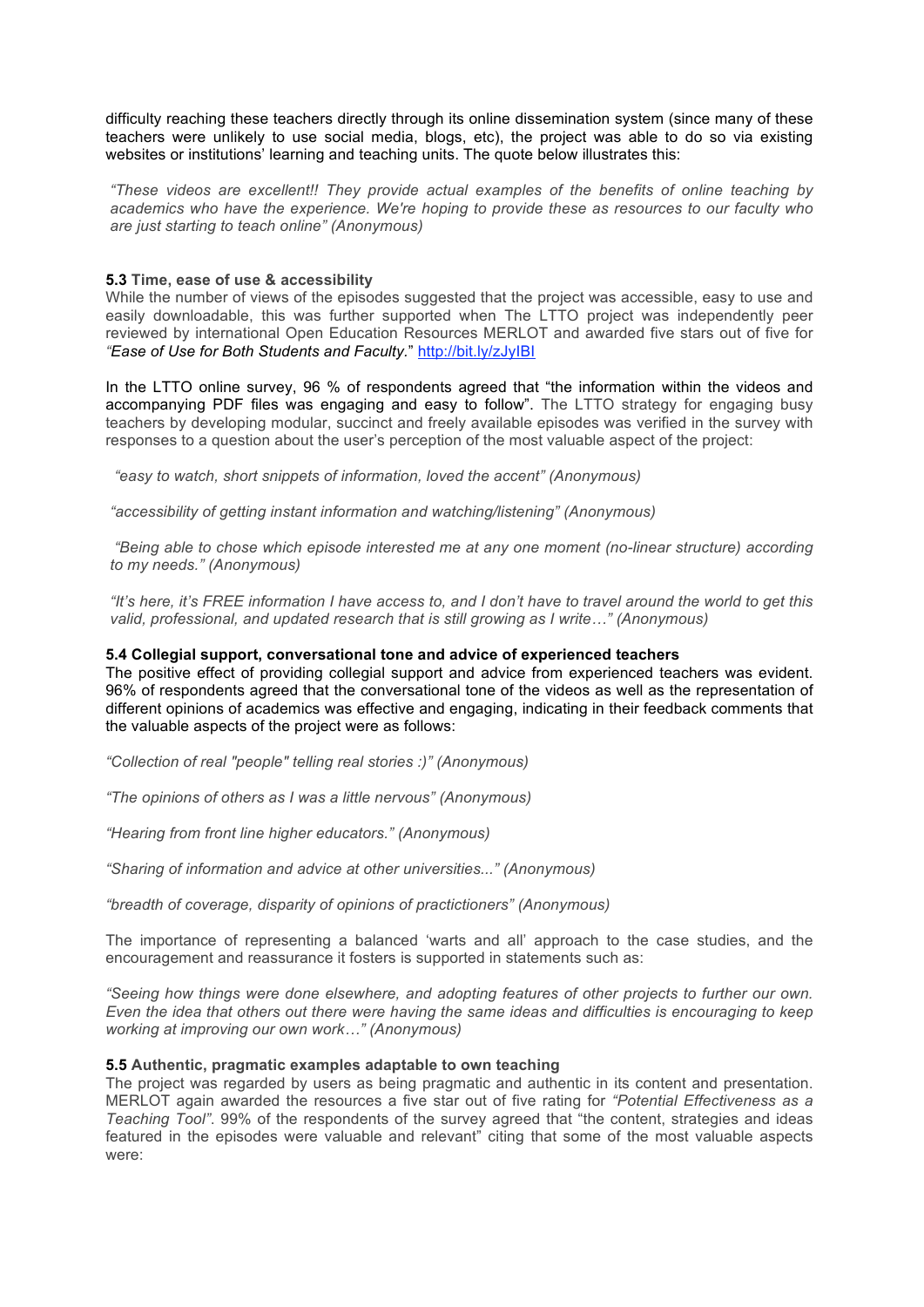difficulty reaching these teachers directly through its online dissemination system (since many of these teachers were unlikely to use social media, blogs, etc), the project was able to do so via existing websites or institutions' learning and teaching units. The quote below illustrates this:

*"These videos are excellent!! They provide actual examples of the benefits of online teaching by academics who have the experience. We're hoping to provide these as resources to our faculty who are just starting to teach online" (Anonymous)*

**5.3 Time, ease of use & accessibility**

While the number of views of the episodes suggested that the project was accessible, easy to use and easily downloadable, this was further supported when The LTTO project was independently peer reviewed by international Open Education Resources MERLOT and awarded five stars out of five for *"Ease of Use for Both Students and Faculty.*" http://bit.ly/zJyIBI

In the LTTO online survey, 96 % of respondents agreed that "the information within the videos and accompanying PDF files was engaging and easy to follow". The LTTO strategy for engaging busy teachers by developing modular, succinct and freely available episodes was verified in the survey with responses to a question about the user's perception of the most valuable aspect of the project:

*"easy to watch, short snippets of information, loved the accent" (Anonymous)*

*"accessibility of getting instant information and watching/listening" (Anonymous)*

*"Being able to chose which episode interested me at any one moment (no-linear structure) according to my needs." (Anonymous)*

*"It's here, it's FREE information I have access to, and I don't have to travel around the world to get this valid, professional, and updated research that is still growing as I write…" (Anonymous)*

**5.4 Collegial support, conversational tone and advice of experienced teachers**

The positive effect of providing collegial support and advice from experienced teachers was evident. 96% of respondents agreed that the conversational tone of the videos as well as the representation of different opinions of academics was effective and engaging, indicating in their feedback comments that the valuable aspects of the project were as follows:

*"Collection of real "people" telling real stories :)" (Anonymous)*

*"The opinions of others as I was a little nervous" (Anonymous)*

*"Hearing from front line higher educators." (Anonymous)*

*"Sharing of information and advice at other universities..." (Anonymous)*

*"breadth of coverage, disparity of opinions of practictioners" (Anonymous)*

The importance of representing a balanced 'warts and all' approach to the case studies, and the encouragement and reassurance it fosters is supported in statements such as:

*"Seeing how things were done elsewhere, and adopting features of other projects to further our own. Even the idea that others out there were having the same ideas and difficulties is encouraging to keep working at improving our own work…" (Anonymous)*

**5.5 Authentic, pragmatic examples adaptable to own teaching**

The project was regarded by users as being pragmatic and authentic in its content and presentation. MERLOT again awarded the resources a five star out of five rating for *"Potential Effectiveness as a Teaching Tool"*. 99% of the respondents of the survey agreed that "the content, strategies and ideas featured in the episodes were valuable and relevant" citing that some of the most valuable aspects were: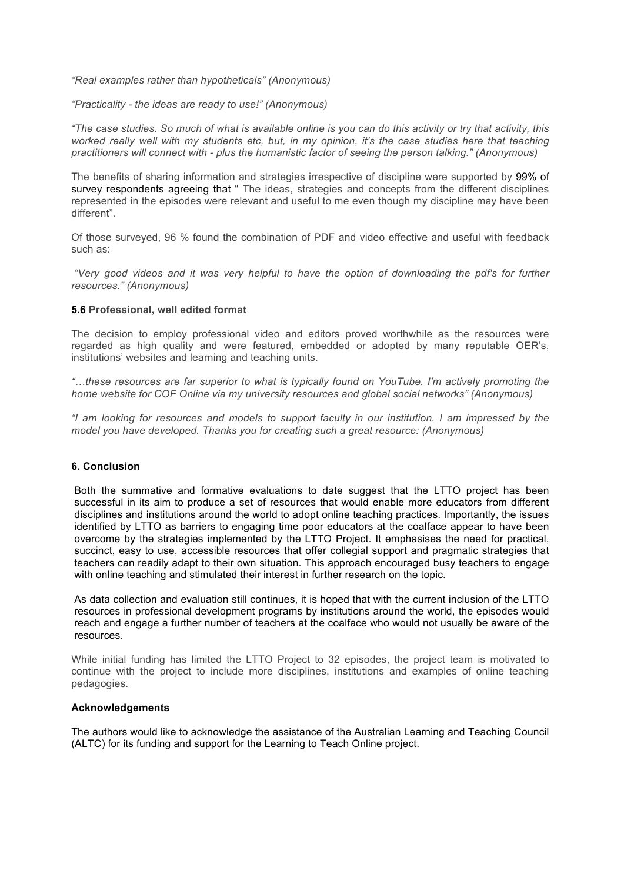*"Real examples rather than hypotheticals" (Anonymous)*

*"Practicality - the ideas are ready to use!" (Anonymous)*

*"The case studies. So much of what is available online is you can do this activity or try that activity, this worked really well with my students etc, but, in my opinion, it's the case studies here that teaching practitioners will connect with - plus the humanistic factor of seeing the person talking." (Anonymous)*

The benefits of sharing information and strategies irrespective of discipline were supported by 99% of survey respondents agreeing that " The ideas, strategies and concepts from the different disciplines represented in the episodes were relevant and useful to me even though my discipline may have been different".

Of those surveyed, 96 % found the combination of PDF and video effective and useful with feedback such as:

*"Very good videos and it was very helpful to have the option of downloading the pdf's for further resources." (Anonymous)*

### 5.6 Professional, well edited format

The decision to employ professional video and editors proved worthwhile as the resources were regarded as high quality and were featured, embedded or adopted by many reputable OER's, institutions' websites and learning and teaching units.

*"…these resources are far superior to what is typically found on YouTube. I'm actively promoting the home website for COF Online via my university resources and global social networks" (Anonymous)*

*"I am looking for resources and models to support faculty in our institution. I am impressed by the model you have developed. Thanks you for creating such a great resource: (Anonymous)*

## 6. Conclusion

Both the summative and formative evaluations to date suggest that the LTTO project has been successful in its aim to produce a set of resources that would enable more educators from different disciplines and institutions around the world to adopt online teaching practices. Importantly, the issues identified by LTTO as barriers to engaging time poor educators at the coalface appear to have been overcome by the strategies implemented by the LTTO Project. It emphasises the need for practical, succinct, easy to use, accessible resources that offer collegial support and pragmatic strategies that teachers can readily adapt to their own situation. This approach encouraged busy teachers to engage with online teaching and stimulated their interest in further research on the topic.

As data collection and evaluation still continues, it is hoped that with the current inclusion of the LTTO resources in professional development programs by institutions around the world, the episodes would reach and engage a further number of teachers at the coalface who would not usually be aware of the resources.

While initial funding has limited the LTTO Project to 32 episodes, the project team is motivated to continue with the project to include more disciplines, institutions and examples of online teaching pedagogies.

### Acknowledgements

The authors would like to acknowledge the assistance of the Australian Learning and Teaching Council (ALTC) for its funding and support for the Learning to Teach Online project.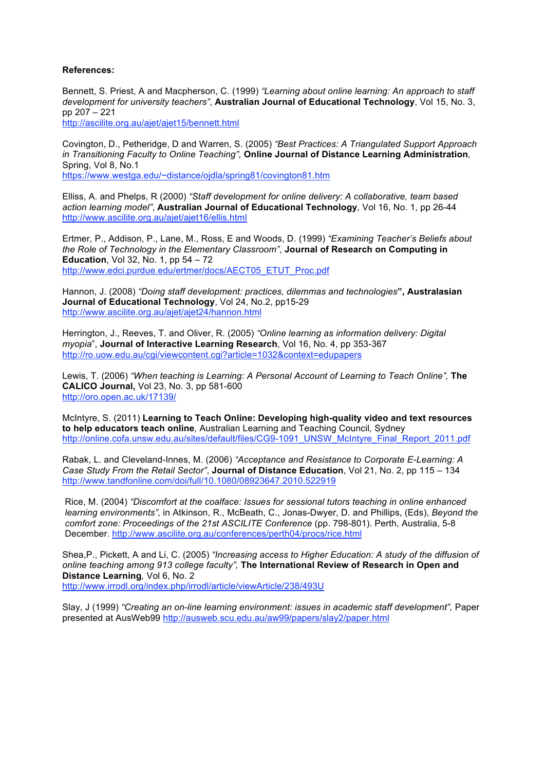**References:**

Bennett, S. Priest, A and Macpherson, C. (1999) *"Learning about online learning: An approach to staff development for university teachers"*, **Australian Journal of Educational Technology**, Vol 15, No. 3, pp 207 – 221
http://ascilite.org.au/ajet/ajet15/bennett.html

Covington, D., Petheridge, D and Warren, S. (2005) *"Best Practices: A Triangulated Support Approach in Transitioning Faculty to Online Teaching",* **Online Journal of Distance Learning Administration***,* Spring, Vol 8, No.1
https://www.westga.edu/~distance/ojdla/spring81/covington81.htm

Elliss, A. and Phelps, R (2000) *"Staff development for online delivery: A collaborative, team based action learning model"*, **Australian Journal of Educational Technology***,* Vol 16, No. 1, pp 26-44
http://www.ascilite.org.au/ajet/ajet16/ellis.html

Ertmer, P., Addison, P., Lane, M., Ross, E and Woods, D. (1999) *"Examining Teacher's Beliefs about the Role of Technology in the Elementary Classroom"*, **Journal of Research on Computing in Education**, Vol 32, No. 1, pp 54 – 72
http://www.edci.purdue.edu/ertmer/docs/AECT05_ETUT_Proc.pdf

Hannon, J. (2008) *"Doing staff development: practices, dilemmas and technologies***", Australasian Journal of Educational Technology**, Vol 24, No.2, pp15-29
http://www.ascilite.org.au/ajet/ajet24/hannon.html

Herrington, J., Reeves, T. and Oliver, R. (2005) *"Online learning as information delivery: Digital myopia*", **Journal of Interactive Learning Research**, Vol 16, No. 4, pp 353-367
http://ro.uow.edu.au/cgi/viewcontent.cgi?article=1032&context=edupapers

Lewis, T. (2006) *"When teaching is Learning: A Personal Account of Learning to Teach Online",* **The CALICO Journal,** Vol 23, No. 3, pp 581-600
http://oro.open.ac.uk/17139/

McIntyre, S. (2011) **Learning to Teach Online: Developing high-quality video and text resources to help educators teach online***,* Australian Learning and Teaching Council, Sydney
http://online.cofa.unsw.edu.au/sites/default/files/CG9-1091_UNSW_McIntyre_Final_Report_2011.pdf

Rabak, L. and Cleveland-Innes, M. (2006) *"Acceptance and Resistance to Corporate E-Learning: A Case Study From the Retail Sector"*, **Journal of Distance Education**, Vol 21, No. 2, pp 115 – 134
http://www.tandfonline.com/doi/full/10.1080/08923647.2010.522919

Rice, M. (2004) *"Discomfort at the coalface: Issues for sessional tutors teaching in online enhanced learning environments",* in Atkinson, R., McBeath, C., Jonas-Dwyer, D. and Phillips, (Eds), *Beyond the comfort zone: Proceedings of the 21st ASCILITE Conference* (pp. 798-801). Perth, Australia, 5-8 December. http://www.ascilite.org.au/conferences/perth04/procs/rice.html

Shea,P., Pickett, A and Li, C. (2005) *"Increasing access to Higher Education: A study of the diffusion of online teaching among 913 college faculty",* **The International Review of Research in Open and Distance Learning***,* Vol 6, No. 2
http://www.irrodl.org/index.php/irrodl/article/viewArticle/238/493U

Slay, J (1999) *"Creating an on-line learning environment: issues in academic staff development",* Paper presented at AusWeb99 http://ausweb.scu.edu.au/aw99/papers/slay2/paper.html